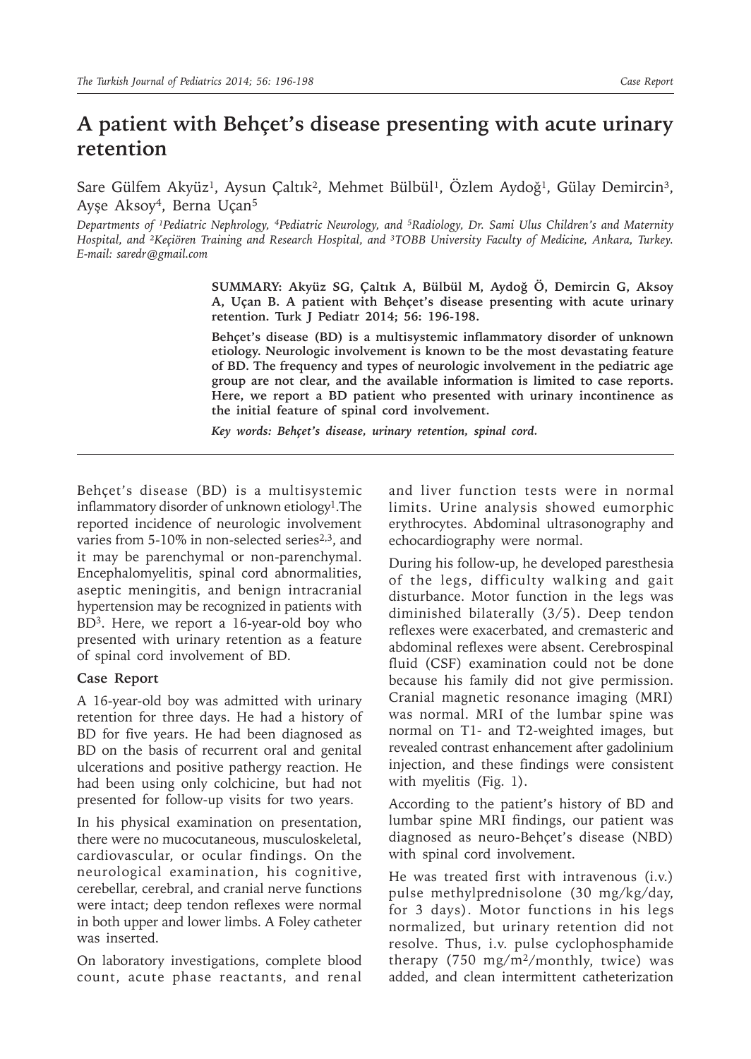# A patient with Behçet's disease presenting with acute urinary retention

Sare Gülfem Akyüz[1], Aysun Çaltık[2], Mehmet Bülbül[1], Özlem Aydoğ[1], Gülay Demircin[3], Ayşe Aksoy[4], Berna Uçan[5]

*Departments of [1]Pediatric Nephrology, [4]Pediatric Neurology, and [5]Radiology, Dr. Sami Ulus Children's and Maternity Hospital, and [2]Keçiören Training and Research Hospital, and [3]TOBB University Faculty of Medicine, Ankara, Turkey. E-mail: saredr@gmail.com*

**SUMMARY: Akyüz SG, Çaltık A, Bülbül M, Aydoğ Ö, Demircin G, Aksoy A, Uçan B. A patient with Behçet's disease presenting with acute urinary retention. Turk J Pediatr 2014; 56: 196-198.**

**Behçet's disease (BD) is a multisystemic inflammatory disorder of unknown etiology. Neurologic involvement is known to be the most devastating feature of BD. The frequency and types of neurologic involvement in the pediatric age group are not clear, and the available information is limited to case reports. Here, we report a BD patient who presented with urinary incontinence as the initial feature of spinal cord involvement.**

***Key words: Behçet's disease, urinary retention, spinal cord.***

---

Behçet's disease (BD) is a multisystemic inflammatory disorder of unknown etiology[1].The reported incidence of neurologic involvement varies from 5-10% in non-selected series[2,3], and it may be parenchymal or non-parenchymal. Encephalomyelitis, spinal cord abnormalities, aseptic meningitis, and benign intracranial hypertension may be recognized in patients with BD[3]. Here, we report a 16-year-old boy who presented with urinary retention as a feature of spinal cord involvement of BD.

## Case Report

A 16-year-old boy was admitted with urinary retention for three days. He had a history of BD for five years. He had been diagnosed as BD on the basis of recurrent oral and genital ulcerations and positive pathergy reaction. He had been using only colchicine, but had not presented for follow-up visits for two years.

In his physical examination on presentation, there were no mucocutaneous, musculoskeletal, cardiovascular, or ocular findings. On the neurological examination, his cognitive, cerebellar, cerebral, and cranial nerve functions were intact; deep tendon reflexes were normal in both upper and lower limbs. A Foley catheter was inserted.

On laboratory investigations, complete blood count, acute phase reactants, and renal and liver function tests were in normal limits. Urine analysis showed eumorphic erythrocytes. Abdominal ultrasonography and echocardiography were normal.

During his follow-up, he developed paresthesia of the legs, difficulty walking and gait disturbance. Motor function in the legs was diminished bilaterally (3/5). Deep tendon reflexes were exacerbated, and cremasteric and abdominal reflexes were absent. Cerebrospinal fluid (CSF) examination could not be done because his family did not give permission. Cranial magnetic resonance imaging (MRI) was normal. MRI of the lumbar spine was normal on T1- and T2-weighted images, but revealed contrast enhancement after gadolinium injection, and these findings were consistent with myelitis (Fig. 1).

According to the patient's history of BD and lumbar spine MRI findings, our patient was diagnosed as neuro-Behçet's disease (NBD) with spinal cord involvement.

He was treated first with intravenous (i.v.) pulse methylprednisolone (30 mg/kg/day, for 3 days). Motor functions in his legs normalized, but urinary retention did not resolve. Thus, i.v. pulse cyclophosphamide therapy (750 mg/m²/monthly, twice) was added, and clean intermittent catheterization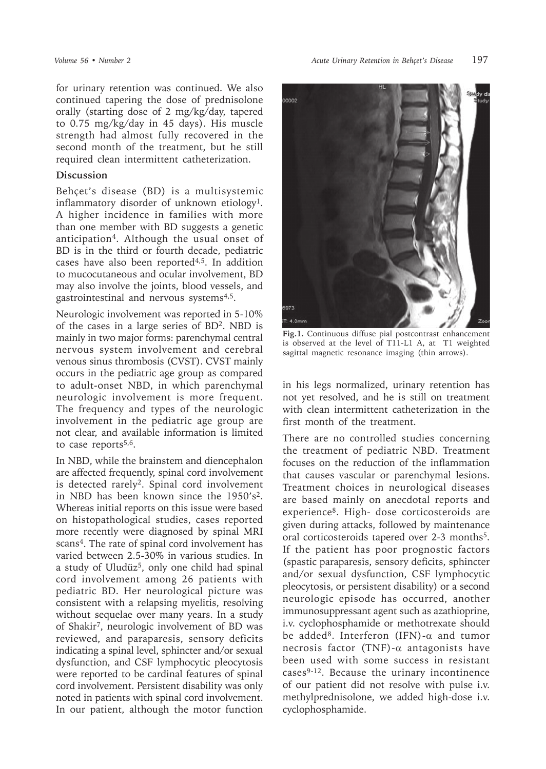for urinary retention was continued. We also continued tapering the dose of prednisolone orally (starting dose of 2 mg/kg/day, tapered to 0.75 mg/kg/day in 45 days). His muscle strength had almost fully recovered in the second month of the treatment, but he still required clean intermittent catheterization.

## Discussion

Behçet's disease (BD) is a multisystemic inflammatory disorder of unknown etiology[1]. A higher incidence in families with more than one member with BD suggests a genetic anticipation[4]. Although the usual onset of BD is in the third or fourth decade, pediatric cases have also been reported[4,5]. In addition to mucocutaneous and ocular involvement, BD may also involve the joints, blood vessels, and gastrointestinal and nervous systems[4,5].

Neurologic involvement was reported in 5-10% of the cases in a large series of BD[2]. NBD is mainly in two major forms: parenchymal central nervous system involvement and cerebral venous sinus thrombosis (CVST). CVST mainly occurs in the pediatric age group as compared to adult-onset NBD, in which parenchymal neurologic involvement is more frequent. The frequency and types of the neurologic involvement in the pediatric age group are not clear, and available information is limited to case reports[5,6].

In NBD, while the brainstem and diencephalon are affected frequently, spinal cord involvement is detected rarely[2]. Spinal cord involvement in NBD has been known since the 1950's[2]. Whereas initial reports on this issue were based on histopathological studies, cases reported more recently were diagnosed by spinal MRI scans[4]. The rate of spinal cord involvement has varied between 2.5-30% in various studies. In a study of Uludüz[5], only one child had spinal cord involvement among 26 patients with pediatric BD. Her neurological picture was consistent with a relapsing myelitis, resolving without sequelae over many years. In a study of Shakir[7], neurologic involvement of BD was reviewed, and paraparesis, sensory deficits indicating a spinal level, sphincter and/or sexual dysfunction, and CSF lymphocytic pleocytosis were reported to be cardinal features of spinal cord involvement. Persistent disability was only noted in patients with spinal cord involvement. In our patient, although the motor function in his legs normalized, urinary retention has not yet resolved, and he is still on treatment with clean intermittent catheterization in the first month of the treatment.

**Fig.1.** Continuous diffuse pial postcontrast enhancement is observed at the level of T11-L1 A, at T1 weighted sagittal magnetic resonance imaging (thin arrows).

There are no controlled studies concerning the treatment of pediatric NBD. Treatment focuses on the reduction of the inflammation that causes vascular or parenchymal lesions. Treatment choices in neurological diseases are based mainly on anecdotal reports and experience[8]. High- dose corticosteroids are given during attacks, followed by maintenance oral corticosteroids tapered over 2-3 months[5]. If the patient has poor prognostic factors (spastic paraparesis, sensory deficits, sphincter and/or sexual dysfunction, CSF lymphocytic pleocytosis, or persistent disability) or a second neurologic episode has occurred, another immunosuppressant agent such as azathioprine, i.v. cyclophosphamide or methotrexate should be added[8]. Interferon (IFN)-$\alpha$ and tumor necrosis factor (TNF)-$\alpha$ antagonists have been used with some success in resistant cases[9-12]. Because the urinary incontinence of our patient did not resolve with pulse i.v. methylprednisolone, we added high-dose i.v. cyclophosphamide.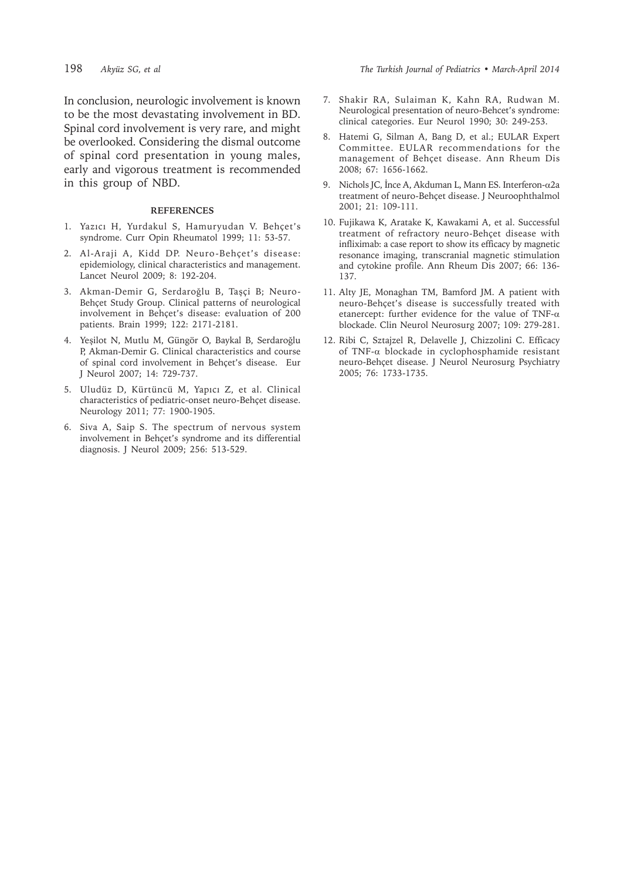In conclusion, neurologic involvement is known to be the most devastating involvement in BD. Spinal cord involvement is very rare, and might be overlooked. Considering the dismal outcome of spinal cord presentation in young males, early and vigorous treatment is recommended in this group of NBD.

## REFERENCES

1. Yazıcı H, Yurdakul S, Hamuryudan V. Behçet's syndrome. Curr Opin Rheumatol 1999; 11: 53-57.
2. Al-Araji A, Kidd DP. Neuro-Behçet's disease: epidemiology, clinical characteristics and management. Lancet Neurol 2009; 8: 192-204.
3. Akman-Demir G, Serdaroğlu B, Taşçi B; Neuro-Behçet Study Group. Clinical patterns of neurological involvement in Behçet's disease: evaluation of 200 patients. Brain 1999; 122: 2171-2181.
4. Yeşilot N, Mutlu M, Güngör O, Baykal B, Serdaroğlu P, Akman-Demir G. Clinical characteristics and course of spinal cord involvement in Behçet's disease. Eur J Neurol 2007; 14: 729-737.
5. Uludüz D, Kürtüncü M, Yapıcı Z, et al. Clinical characteristics of pediatric-onset neuro-Behçet disease. Neurology 2011; 77: 1900-1905.
6. Siva A, Saip S. The spectrum of nervous system involvement in Behçet's syndrome and its differential diagnosis. J Neurol 2009; 256: 513-529.
7. Shakir RA, Sulaiman K, Kahn RA, Rudwan M. Neurological presentation of neuro-Behcet's syndrome: clinical categories. Eur Neurol 1990; 30: 249-253.
8. Hatemi G, Silman A, Bang D, et al.; EULAR Expert Committee. EULAR recommendations for the management of Behçet disease. Ann Rheum Dis 2008; 67: 1656-1662.
9. Nichols JC, İnce A, Akduman L, Mann ES. Interferon-α2a treatment of neuro-Behçet disease. J Neuroophthalmol 2001; 21: 109-111.
10. Fujikawa K, Aratake K, Kawakami A, et al. Successful treatment of refractory neuro-Behçet disease with infliximab: a case report to show its efficacy by magnetic resonance imaging, transcranial magnetic stimulation and cytokine profile. Ann Rheum Dis 2007; 66: 136-137.
11. Alty JE, Monaghan TM, Bamford JM. A patient with neuro-Behçet's disease is successfully treated with etanercept: further evidence for the value of TNF-α blockade. Clin Neurol Neurosurg 2007; 109: 279-281.
12. Ribi C, Sztajzel R, Delavelle J, Chizzolini C. Efficacy of TNF-α blockade in cyclophosphamide resistant neuro-Behçet disease. J Neurol Neurosurg Psychiatry 2005; 76: 1733-1735.